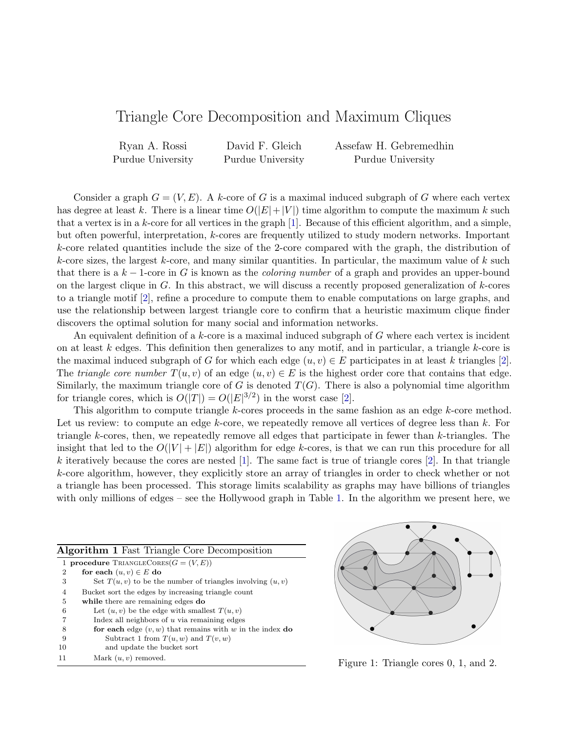# Triangle Core Decomposition and Maximum Cliques

Ryan A. Rossi
Purdue University

David F. Gleich
Purdue University

Assefaw H. Gebremedhin
Purdue University

Consider a graph $G = (V, E)$. A $k$-core of $G$ is a maximal induced subgraph of $G$ where each vertex has degree at least $k$. There is a linear time $O(|E|+|V|)$ time algorithm to compute the maximum $k$ such that a vertex is in a $k$-core for all vertices in the graph [1]. Because of this efficient algorithm, and a simple, but often powerful, interpretation, $k$-cores are frequently utilized to study modern networks. Important $k$-core related quantities include the size of the 2-core compared with the graph, the distribution of $k$-core sizes, the largest $k$-core, and many similar quantities. In particular, the maximum value of $k$ such that there is a $k-1$-core in $G$ is known as the *coloring number* of a graph and provides an upper-bound on the largest clique in $G$. In this abstract, we will discuss a recently proposed generalization of $k$-cores to a triangle motif [2], refine a procedure to compute them to enable computations on large graphs, and use the relationship between largest triangle core to confirm that a heuristic maximum clique finder discovers the optimal solution for many social and information networks.

An equivalent definition of a $k$-core is a maximal induced subgraph of $G$ where each vertex is incident on at least $k$ edges. This definition then generalizes to any motif, and in particular, a triangle $k$-core is the maximal induced subgraph of $G$ for which each edge $(u, v) \in E$ participates in at least $k$ triangles [2]. The *triangle core number* $T(u, v)$ of an edge $(u, v) \in E$ is the highest order core that contains that edge. Similarly, the maximum triangle core of $G$ is denoted $T(G)$. There is also a polynomial time algorithm for triangle cores, which is $O(|T|) = O(|E|^{3/2})$ in the worst case [2].

This algorithm to compute triangle $k$-cores proceeds in the same fashion as an edge $k$-core method. Let us review: to compute an edge $k$-core, we repeatedly remove all vertices of degree less than $k$. For triangle $k$-cores, then, we repeatedly remove all edges that participate in fewer than $k$-triangles. The insight that led to the $O(|V| + |E|)$ algorithm for edge $k$-cores, is that we can run this procedure for all $k$ iteratively because the cores are nested [1]. The same fact is true of triangle cores [2]. In that triangle $k$-core algorithm, however, they explicitly store an array of triangles in order to check whether or not a triangle has been processed. This storage limits scalability as graphs may have billions of triangles with only millions of edges – see the Hollywood graph in Table 1. In the algorithm we present here, we

**Algorithm 1** Fast Triangle Core Decomposition

```
 1 procedure TriangleCores(G = (V, E))
 2     for each (u, v) ∈ E do
 3         Set T(u, v) to be the number of triangles involving (u, v)
 4     Bucket sort the edges by increasing triangle count
 5     while there are remaining edges do
 6         Let (u, v) be the edge with smallest T(u, v)
 7         Index all neighbors of u via remaining edges
 8         for each edge (v, w) that remains with w in the index do
 9             Subtract 1 from T(u, w) and T(v, w)
10             and update the bucket sort
11         Mark (u, v) removed.
```

Figure 1: Triangle cores 0, 1, and 2.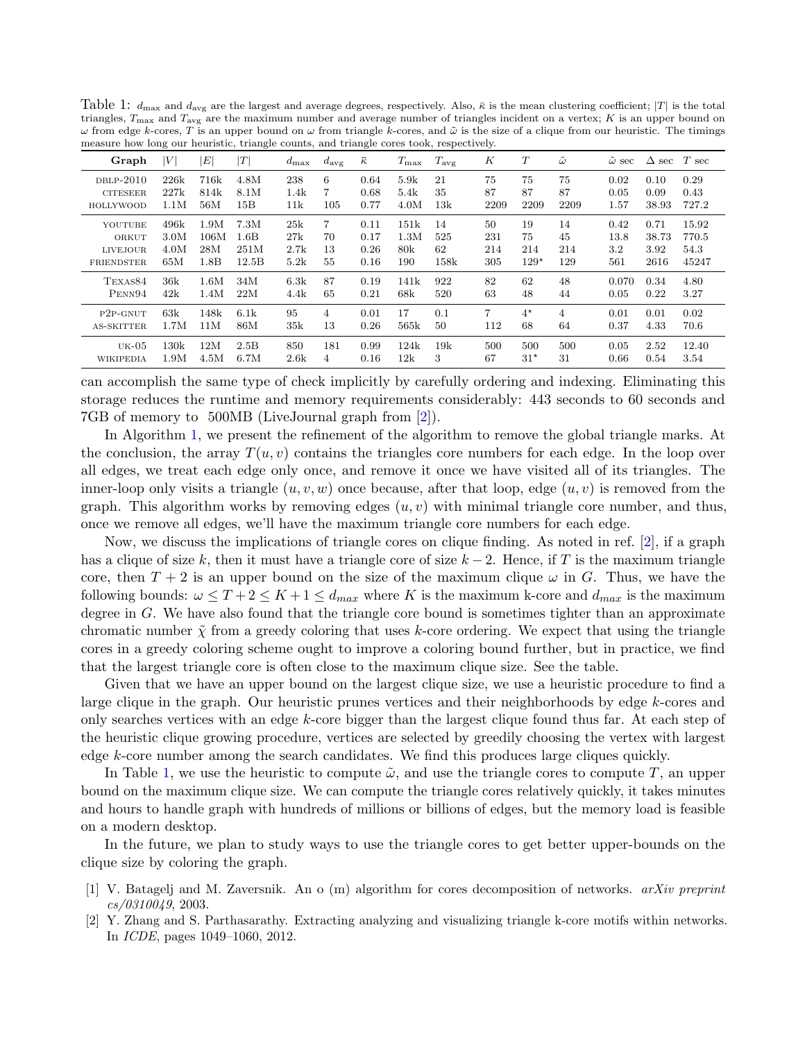Table 1: $d_{\max}$ and $d_{\text{avg}}$ are the largest and average degrees, respectively. Also, $\bar{\kappa}$ is the mean clustering coefficient; $|T|$ is the total triangles, $T_{\max}$ and $T_{\text{avg}}$ are the maximum number and average number of triangles incident on a vertex; $K$ is an upper bound on $\omega$ from edge $k$-cores, $T$ is an upper bound on $\omega$ from triangle $k$-cores, and $\tilde{\omega}$ is the size of a clique from our heuristic. The timings measure how long our heuristic, triangle counts, and triangle cores took, respectively.

| Graph | $\lvert V\rvert$ | $\lvert E\rvert$ | $\lvert T\rvert$ | $d_{\max}$ | $d_{\text{avg}}$ | $\bar{\kappa}$ | $T_{\max}$ | $T_{\text{avg}}$ | $K$ | $T$ | $\tilde{\omega}$ | $\tilde{\omega}$ sec | $\Delta$ sec | $T$ sec |
|---|---|---|---|---|---|---|---|---|---|---|---|---|---|---|
| DBLP-2010 | 226k | 716k | 4.8M | 238 | 6 | 0.64 | 5.9k | 21 | 75 | 75 | 75 | 0.02 | 0.10 | 0.29 |
| CITESEER | 227k | 814k | 8.1M | 1.4k | 7 | 0.68 | 5.4k | 35 | 87 | 87 | 87 | 0.05 | 0.09 | 0.43 |
| HOLLYWOOD | 1.1M | 56M | 15B | 11k | 105 | 0.77 | 4.0M | 13k | 2209 | 2209 | 2209 | 1.57 | 38.93 | 727.2 |
| YOUTUBE | 496k | 1.9M | 7.3M | 25k | 7 | 0.11 | 151k | 14 | 50 | 19 | 14 | 0.42 | 0.71 | 15.92 |
| ORKUT | 3.0M | 106M | 1.6B | 27k | 70 | 0.17 | 1.3M | 525 | 231 | 75 | 45 | 13.8 | 38.73 | 770.5 |
| LIVEJOUR | 4.0M | 28M | 251M | 2.7k | 13 | 0.26 | 80k | 62 | 214 | 214 | 214 | 3.2 | 3.92 | 54.3 |
| FRIENDSTER | 65M | 1.8B | 12.5B | 5.2k | 55 | 0.16 | 190 | 158k | 305 | 129* | 129 | 561 | 2616 | 45247 |
| Texas84 | 36k | 1.6M | 34M | 6.3k | 87 | 0.19 | 141k | 922 | 82 | 62 | 48 | 0.070 | 0.34 | 4.80 |
| Penn94 | 42k | 1.4M | 22M | 4.4k | 65 | 0.21 | 68k | 520 | 63 | 48 | 44 | 0.05 | 0.22 | 3.27 |
| P2P-GNUT | 63k | 148k | 6.1k | 95 | 4 | 0.01 | 17 | 0.1 | 7 | 4* | 4 | 0.01 | 0.01 | 0.02 |
| AS-SKITTER | 1.7M | 11M | 86M | 35k | 13 | 0.26 | 565k | 50 | 112 | 68 | 64 | 0.37 | 4.33 | 70.6 |
| UK-05 | 130k | 12M | 2.5B | 850 | 181 | 0.99 | 124k | 19k | 500 | 500 | 500 | 0.05 | 2.52 | 12.40 |
| WIKIPEDIA | 1.9M | 4.5M | 6.7M | 2.6k | 4 | 0.16 | 12k | 3 | 67 | 31* | 31 | 0.66 | 0.54 | 3.54 |

can accomplish the same type of check implicitly by carefully ordering and indexing. Eliminating this storage reduces the runtime and memory requirements considerably: 443 seconds to 60 seconds and 7GB of memory to 500MB (LiveJournal graph from [2]).

In Algorithm 1, we present the refinement of the algorithm to remove the global triangle marks. At the conclusion, the array $T(u, v)$ contains the triangles core numbers for each edge. In the loop over all edges, we treat each edge only once, and remove it once we have visited all of its triangles. The inner-loop only visits a triangle $(u, v, w)$ once because, after that loop, edge $(u, v)$ is removed from the graph. This algorithm works by removing edges $(u, v)$ with minimal triangle core number, and thus, once we remove all edges, we'll have the maximum triangle core numbers for each edge.

Now, we discuss the implications of triangle cores on clique finding. As noted in ref. [2], if a graph has a clique of size $k$, then it must have a triangle core of size $k - 2$. Hence, if $T$ is the maximum triangle core, then $T + 2$ is an upper bound on the size of the maximum clique $\omega$ in $G$. Thus, we have the following bounds: $\omega \leq T + 2 \leq K + 1 \leq d_{max}$ where $K$ is the maximum k-core and $d_{max}$ is the maximum degree in $G$. We have also found that the triangle core bound is sometimes tighter than an approximate chromatic number $\tilde{\chi}$ from a greedy coloring that uses $k$-core ordering. We expect that using the triangle cores in a greedy coloring scheme ought to improve a coloring bound further, but in practice, we find that the largest triangle core is often close to the maximum clique size. See the table.

Given that we have an upper bound on the largest clique size, we use a heuristic procedure to find a large clique in the graph. Our heuristic prunes vertices and their neighborhoods by edge $k$-cores and only searches vertices with an edge $k$-core bigger than the largest clique found thus far. At each step of the heuristic clique growing procedure, vertices are selected by greedily choosing the vertex with largest edge $k$-core number among the search candidates. We find this produces large cliques quickly.

In Table 1, we use the heuristic to compute $\tilde{\omega}$, and use the triangle cores to compute $T$, an upper bound on the maximum clique size. We can compute the triangle cores relatively quickly, it takes minutes and hours to handle graph with hundreds of millions or billions of edges, but the memory load is feasible on a modern desktop.

In the future, we plan to study ways to use the triangle cores to get better upper-bounds on the clique size by coloring the graph.

[1] V. Batagelj and M. Zaversnik. An o (m) algorithm for cores decomposition of networks. *arXiv preprint cs/0310049*, 2003.

[2] Y. Zhang and S. Parthasarathy. Extracting analyzing and visualizing triangle k-core motifs within networks. In *ICDE*, pages 1049–1060, 2012.